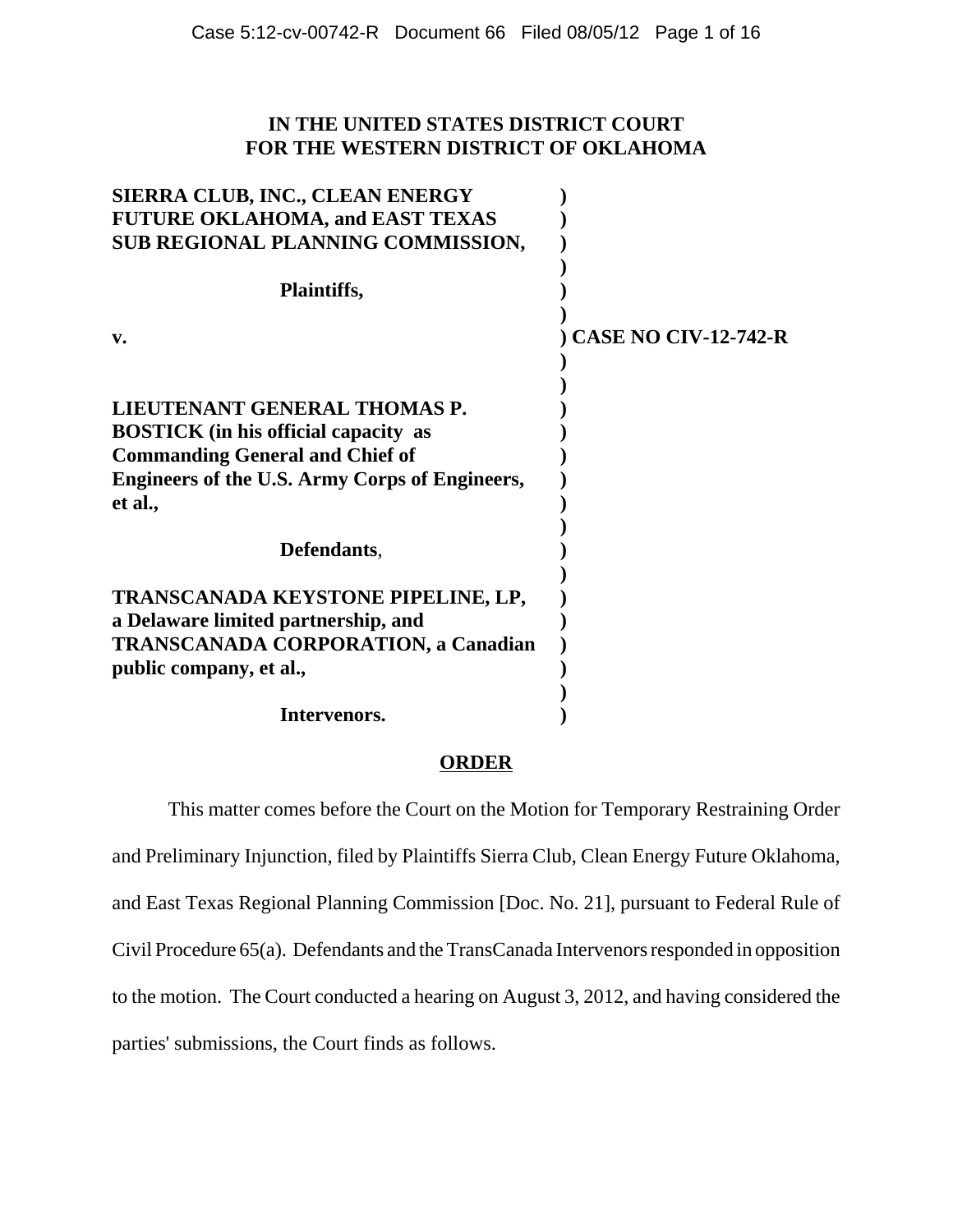**IN THE UNITED STATES DISTRICT COURT**
**FOR THE WESTERN DISTRICT OF OKLAHOMA**

| | |
|---|---|
| **SIERRA CLUB, INC., CLEAN ENERGY FUTURE OKLAHOMA, and EAST TEXAS SUB REGIONAL PLANNING COMMISSION,** | ) |
| **Plaintiffs,** | ) |
| **v.** | ) **CASE NO CIV-12-742-R** |
| **LIEUTENANT GENERAL THOMAS P. BOSTICK (in his official capacity as Commanding General and Chief of Engineers of the U.S. Army Corps of Engineers, et al.,** | ) |
| **Defendants**, | ) |
| **TRANSCANADA KEYSTONE PIPELINE, LP, a Delaware limited partnership, and TRANSCANADA CORPORATION, a Canadian public company, et al.,** | ) |
| **Intervenors.** | ) |

**ORDER**

This matter comes before the Court on the Motion for Temporary Restraining Order and Preliminary Injunction, filed by Plaintiffs Sierra Club, Clean Energy Future Oklahoma, and East Texas Regional Planning Commission [Doc. No. 21], pursuant to Federal Rule of Civil Procedure 65(a). Defendants and the TransCanada Intervenors responded in opposition to the motion. The Court conducted a hearing on August 3, 2012, and having considered the parties' submissions, the Court finds as follows.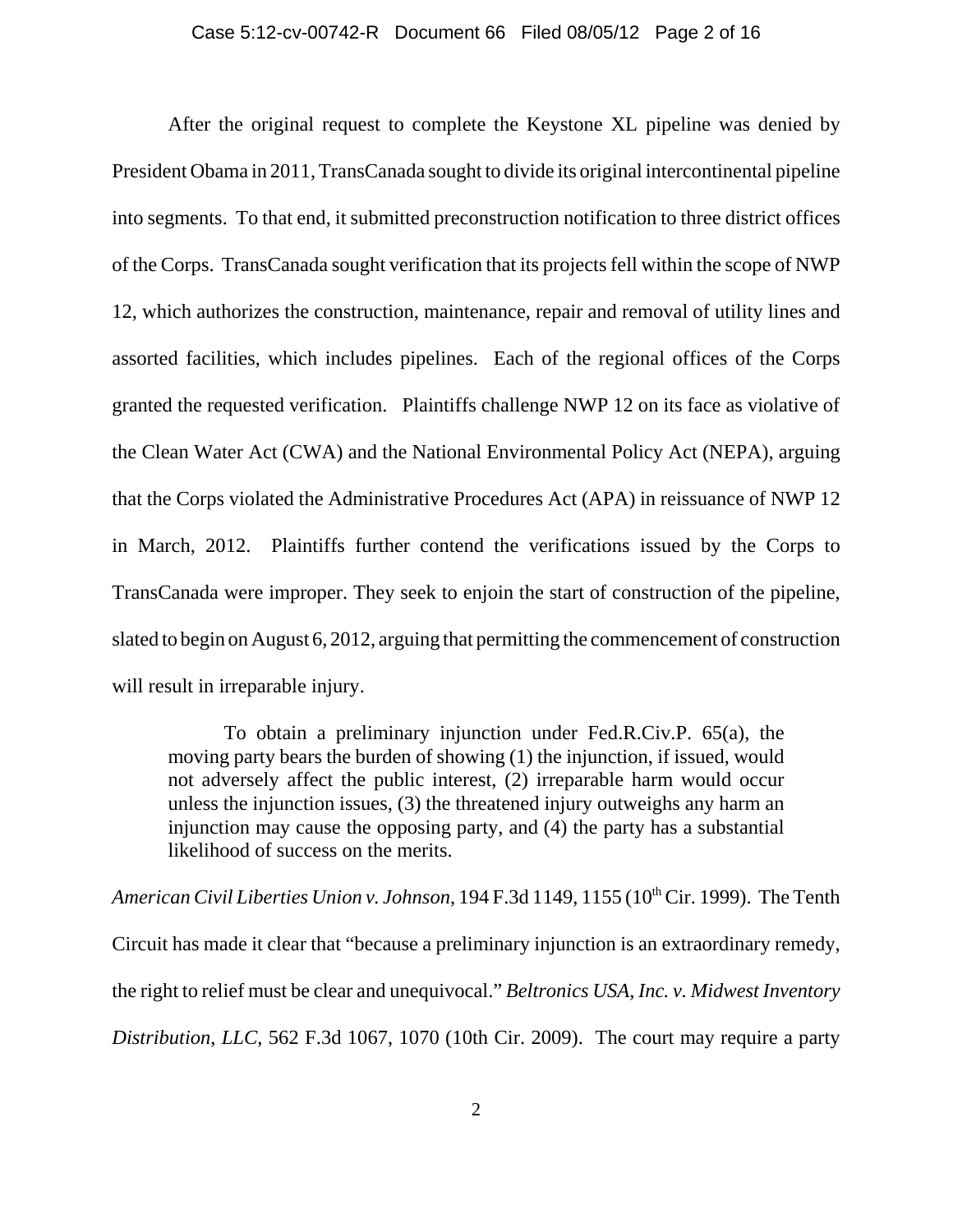After the original request to complete the Keystone XL pipeline was denied by President Obama in 2011, TransCanada sought to divide its original intercontinental pipeline into segments. To that end, it submitted preconstruction notification to three district offices of the Corps. TransCanada sought verification that its projects fell within the scope of NWP 12, which authorizes the construction, maintenance, repair and removal of utility lines and assorted facilities, which includes pipelines. Each of the regional offices of the Corps granted the requested verification. Plaintiffs challenge NWP 12 on its face as violative of the Clean Water Act (CWA) and the National Environmental Policy Act (NEPA), arguing that the Corps violated the Administrative Procedures Act (APA) in reissuance of NWP 12 in March, 2012. Plaintiffs further contend the verifications issued by the Corps to TransCanada were improper. They seek to enjoin the start of construction of the pipeline, slated to begin on August 6, 2012, arguing that permitting the commencement of construction will result in irreparable injury.

> To obtain a preliminary injunction under Fed.R.Civ.P. 65(a), the moving party bears the burden of showing (1) the injunction, if issued, would not adversely affect the public interest, (2) irreparable harm would occur unless the injunction issues, (3) the threatened injury outweighs any harm an injunction may cause the opposing party, and (4) the party has a substantial likelihood of success on the merits.

*American Civil Liberties Union v. Johnson*, 194 F.3d 1149, 1155 (10th Cir. 1999). The Tenth Circuit has made it clear that "because a preliminary injunction is an extraordinary remedy, the right to relief must be clear and unequivocal." *Beltronics USA, Inc. v. Midwest Inventory Distribution, LLC*, 562 F.3d 1067, 1070 (10th Cir. 2009). The court may require a party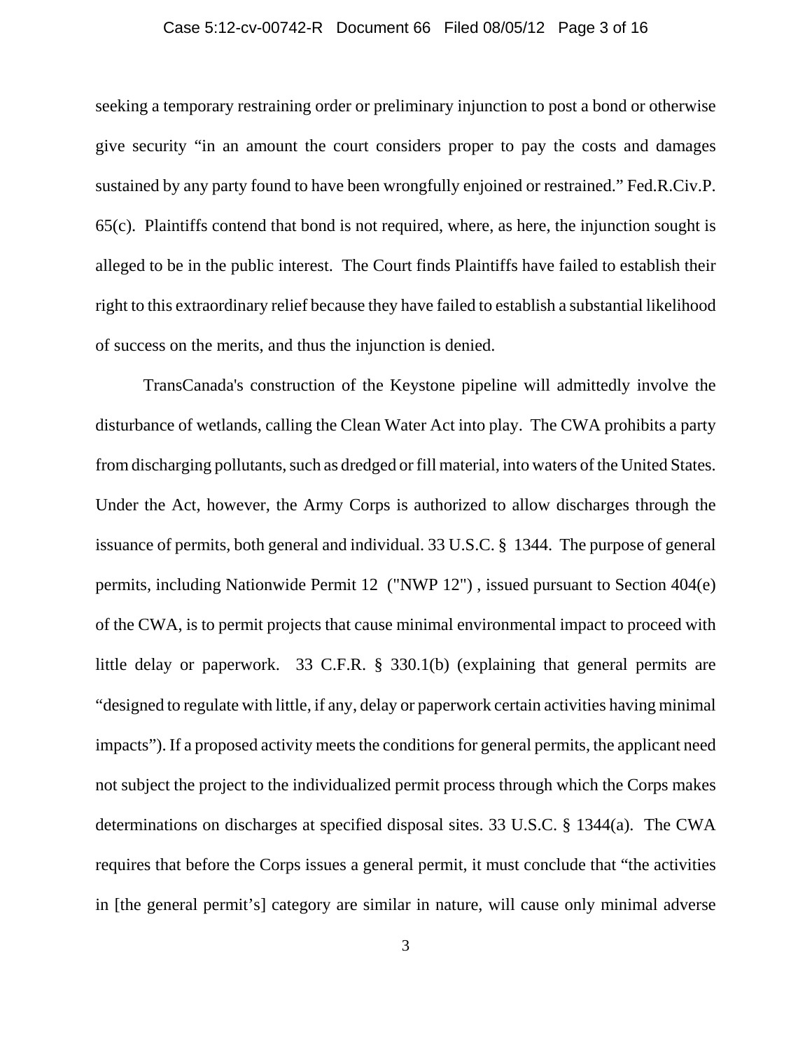seeking a temporary restraining order or preliminary injunction to post a bond or otherwise give security "in an amount the court considers proper to pay the costs and damages sustained by any party found to have been wrongfully enjoined or restrained." Fed.R.Civ.P. 65(c). Plaintiffs contend that bond is not required, where, as here, the injunction sought is alleged to be in the public interest. The Court finds Plaintiffs have failed to establish their right to this extraordinary relief because they have failed to establish a substantial likelihood of success on the merits, and thus the injunction is denied.

TransCanada's construction of the Keystone pipeline will admittedly involve the disturbance of wetlands, calling the Clean Water Act into play. The CWA prohibits a party from discharging pollutants, such as dredged or fill material, into waters of the United States. Under the Act, however, the Army Corps is authorized to allow discharges through the issuance of permits, both general and individual. 33 U.S.C. § 1344. The purpose of general permits, including Nationwide Permit 12 ("NWP 12") , issued pursuant to Section 404(e) of the CWA, is to permit projects that cause minimal environmental impact to proceed with little delay or paperwork. 33 C.F.R. § 330.1(b) (explaining that general permits are "designed to regulate with little, if any, delay or paperwork certain activities having minimal impacts"). If a proposed activity meets the conditions for general permits, the applicant need not subject the project to the individualized permit process through which the Corps makes determinations on discharges at specified disposal sites. 33 U.S.C. § 1344(a). The CWA requires that before the Corps issues a general permit, it must conclude that "the activities in [the general permit's] category are similar in nature, will cause only minimal adverse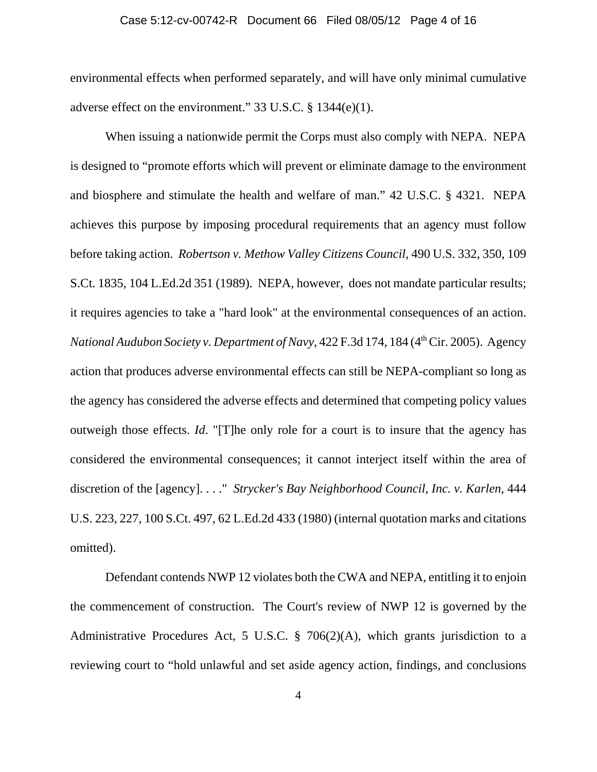environmental effects when performed separately, and will have only minimal cumulative adverse effect on the environment." 33 U.S.C. § 1344(e)(1).

When issuing a nationwide permit the Corps must also comply with NEPA. NEPA is designed to "promote efforts which will prevent or eliminate damage to the environment and biosphere and stimulate the health and welfare of man." 42 U.S.C. § 4321. NEPA achieves this purpose by imposing procedural requirements that an agency must follow before taking action. *Robertson v. Methow Valley Citizens Council*, 490 U.S. 332, 350, 109 S.Ct. 1835, 104 L.Ed.2d 351 (1989). NEPA, however, does not mandate particular results; it requires agencies to take a "hard look" at the environmental consequences of an action. *National Audubon Society v. Department of Navy*, 422 F.3d 174, 184 (4th Cir. 2005). Agency action that produces adverse environmental effects can still be NEPA-compliant so long as the agency has considered the adverse effects and determined that competing policy values outweigh those effects. *Id*. "[T]he only role for a court is to insure that the agency has considered the environmental consequences; it cannot interject itself within the area of discretion of the [agency]. . . ." *Strycker's Bay Neighborhood Council, Inc. v. Karlen*, 444 U.S. 223, 227, 100 S.Ct. 497, 62 L.Ed.2d 433 (1980) (internal quotation marks and citations omitted).

Defendant contends NWP 12 violates both the CWA and NEPA, entitling it to enjoin the commencement of construction. The Court's review of NWP 12 is governed by the Administrative Procedures Act, 5 U.S.C. § 706(2)(A), which grants jurisdiction to a reviewing court to "hold unlawful and set aside agency action, findings, and conclusions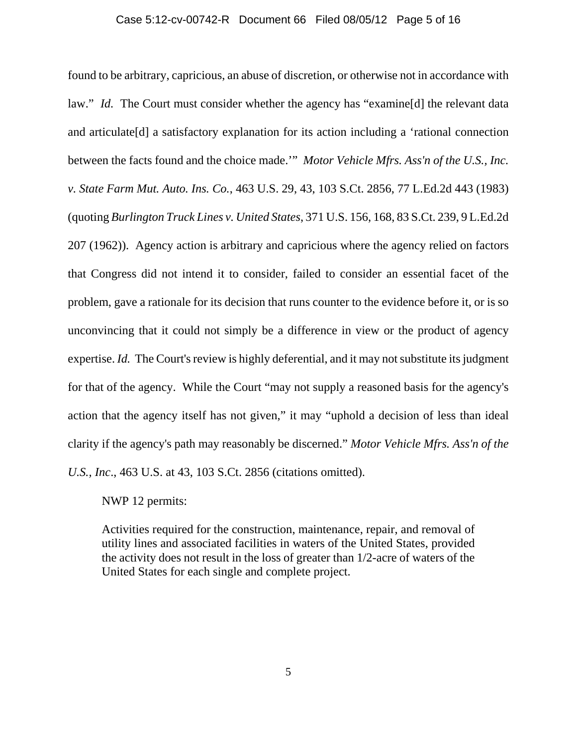found to be arbitrary, capricious, an abuse of discretion, or otherwise not in accordance with law." *Id.* The Court must consider whether the agency has "examine[d] the relevant data and articulate[d] a satisfactory explanation for its action including a 'rational connection between the facts found and the choice made.'" *Motor Vehicle Mfrs. Ass'n of the U.S., Inc. v. State Farm Mut. Auto. Ins. Co.*, 463 U.S. 29, 43, 103 S.Ct. 2856, 77 L.Ed.2d 443 (1983) (quoting *Burlington Truck Lines v. United States*, 371 U.S. 156, 168, 83 S.Ct. 239, 9 L.Ed.2d 207 (1962)). Agency action is arbitrary and capricious where the agency relied on factors that Congress did not intend it to consider, failed to consider an essential facet of the problem, gave a rationale for its decision that runs counter to the evidence before it, or is so unconvincing that it could not simply be a difference in view or the product of agency expertise. *Id.* The Court's review is highly deferential, and it may not substitute its judgment for that of the agency. While the Court "may not supply a reasoned basis for the agency's action that the agency itself has not given," it may "uphold a decision of less than ideal clarity if the agency's path may reasonably be discerned." *Motor Vehicle Mfrs. Ass'n of the U.S., Inc*., 463 U.S. at 43, 103 S.Ct. 2856 (citations omitted).

NWP 12 permits:

> Activities required for the construction, maintenance, repair, and removal of utility lines and associated facilities in waters of the United States, provided the activity does not result in the loss of greater than 1/2-acre of waters of the United States for each single and complete project.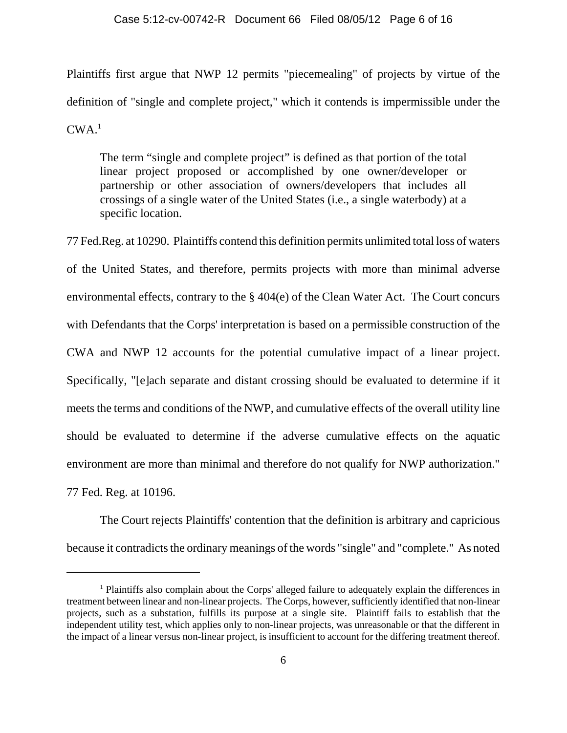Plaintiffs first argue that NWP 12 permits "piecemealing" of projects by virtue of the definition of "single and complete project," which it contends is impermissible under the CWA.[1]

> The term "single and complete project" is defined as that portion of the total linear project proposed or accomplished by one owner/developer or partnership or other association of owners/developers that includes all crossings of a single water of the United States (i.e., a single waterbody) at a specific location.

77 Fed.Reg. at 10290. Plaintiffs contend this definition permits unlimited total loss of waters of the United States, and therefore, permits projects with more than minimal adverse environmental effects, contrary to the § 404(e) of the Clean Water Act. The Court concurs with Defendants that the Corps' interpretation is based on a permissible construction of the CWA and NWP 12 accounts for the potential cumulative impact of a linear project. Specifically, "[e]ach separate and distant crossing should be evaluated to determine if it meets the terms and conditions of the NWP, and cumulative effects of the overall utility line should be evaluated to determine if the adverse cumulative effects on the aquatic environment are more than minimal and therefore do not qualify for NWP authorization." 77 Fed. Reg. at 10196.

The Court rejects Plaintiffs' contention that the definition is arbitrary and capricious because it contradicts the ordinary meanings of the words "single" and "complete." As noted

---

[1] Plaintiffs also complain about the Corps' alleged failure to adequately explain the differences in treatment between linear and non-linear projects. The Corps, however, sufficiently identified that non-linear projects, such as a substation, fulfills its purpose at a single site. Plaintiff fails to establish that the independent utility test, which applies only to non-linear projects, was unreasonable or that the different in the impact of a linear versus non-linear project, is insufficient to account for the differing treatment thereof.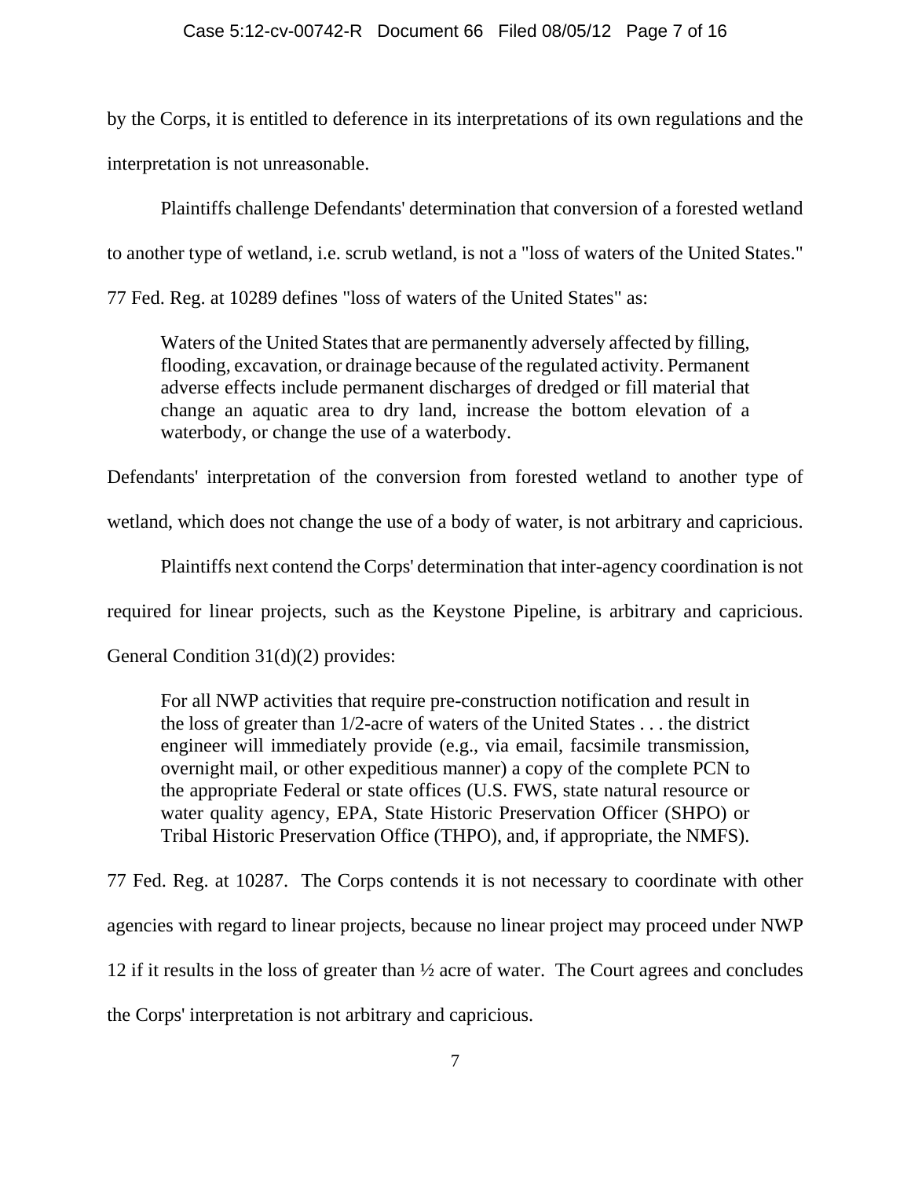by the Corps, it is entitled to deference in its interpretations of its own regulations and the interpretation is not unreasonable.

Plaintiffs challenge Defendants' determination that conversion of a forested wetland to another type of wetland, i.e. scrub wetland, is not a "loss of waters of the United States." 77 Fed. Reg. at 10289 defines "loss of waters of the United States" as:

> Waters of the United States that are permanently adversely affected by filling, flooding, excavation, or drainage because of the regulated activity. Permanent adverse effects include permanent discharges of dredged or fill material that change an aquatic area to dry land, increase the bottom elevation of a waterbody, or change the use of a waterbody.

Defendants' interpretation of the conversion from forested wetland to another type of wetland, which does not change the use of a body of water, is not arbitrary and capricious.

Plaintiffs next contend the Corps' determination that inter-agency coordination is not required for linear projects, such as the Keystone Pipeline, is arbitrary and capricious. General Condition 31(d)(2) provides:

> For all NWP activities that require pre-construction notification and result in the loss of greater than 1/2-acre of waters of the United States . . . the district engineer will immediately provide (e.g., via email, facsimile transmission, overnight mail, or other expeditious manner) a copy of the complete PCN to the appropriate Federal or state offices (U.S. FWS, state natural resource or water quality agency, EPA, State Historic Preservation Officer (SHPO) or Tribal Historic Preservation Office (THPO), and, if appropriate, the NMFS).

77 Fed. Reg. at 10287. The Corps contends it is not necessary to coordinate with other agencies with regard to linear projects, because no linear project may proceed under NWP 12 if it results in the loss of greater than ½ acre of water. The Court agrees and concludes the Corps' interpretation is not arbitrary and capricious.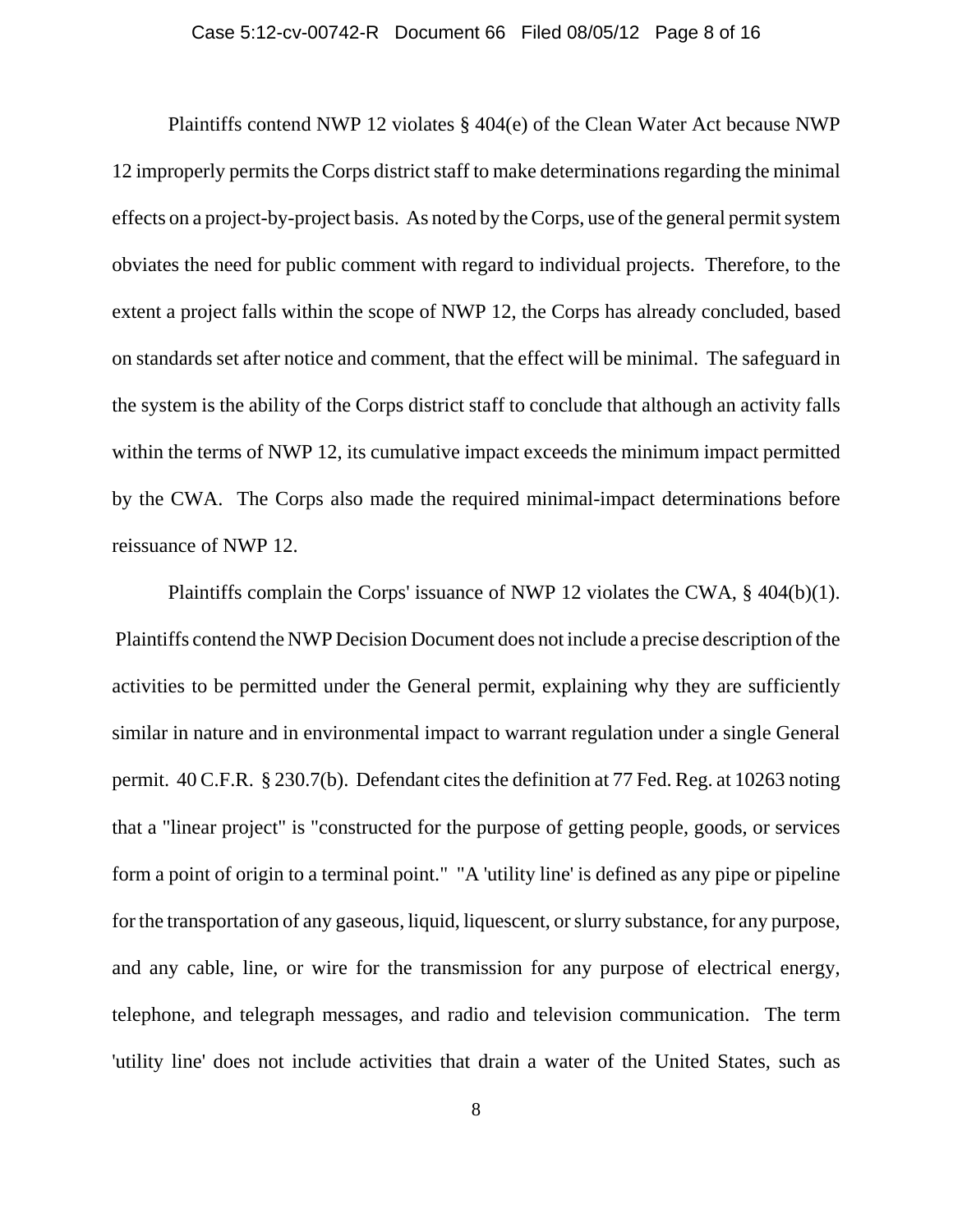Plaintiffs contend NWP 12 violates § 404(e) of the Clean Water Act because NWP 12 improperly permits the Corps district staff to make determinations regarding the minimal effects on a project-by-project basis. As noted by the Corps, use of the general permit system obviates the need for public comment with regard to individual projects. Therefore, to the extent a project falls within the scope of NWP 12, the Corps has already concluded, based on standards set after notice and comment, that the effect will be minimal. The safeguard in the system is the ability of the Corps district staff to conclude that although an activity falls within the terms of NWP 12, its cumulative impact exceeds the minimum impact permitted by the CWA. The Corps also made the required minimal-impact determinations before reissuance of NWP 12.

Plaintiffs complain the Corps' issuance of NWP 12 violates the CWA, § 404(b)(1). Plaintiffs contend the NWP Decision Document does not include a precise description of the activities to be permitted under the General permit, explaining why they are sufficiently similar in nature and in environmental impact to warrant regulation under a single General permit. 40 C.F.R. § 230.7(b). Defendant cites the definition at 77 Fed. Reg. at 10263 noting that a "linear project" is "constructed for the purpose of getting people, goods, or services form a point of origin to a terminal point." "A 'utility line' is defined as any pipe or pipeline for the transportation of any gaseous, liquid, liquescent, or slurry substance, for any purpose, and any cable, line, or wire for the transmission for any purpose of electrical energy, telephone, and telegraph messages, and radio and television communication. The term 'utility line' does not include activities that drain a water of the United States, such as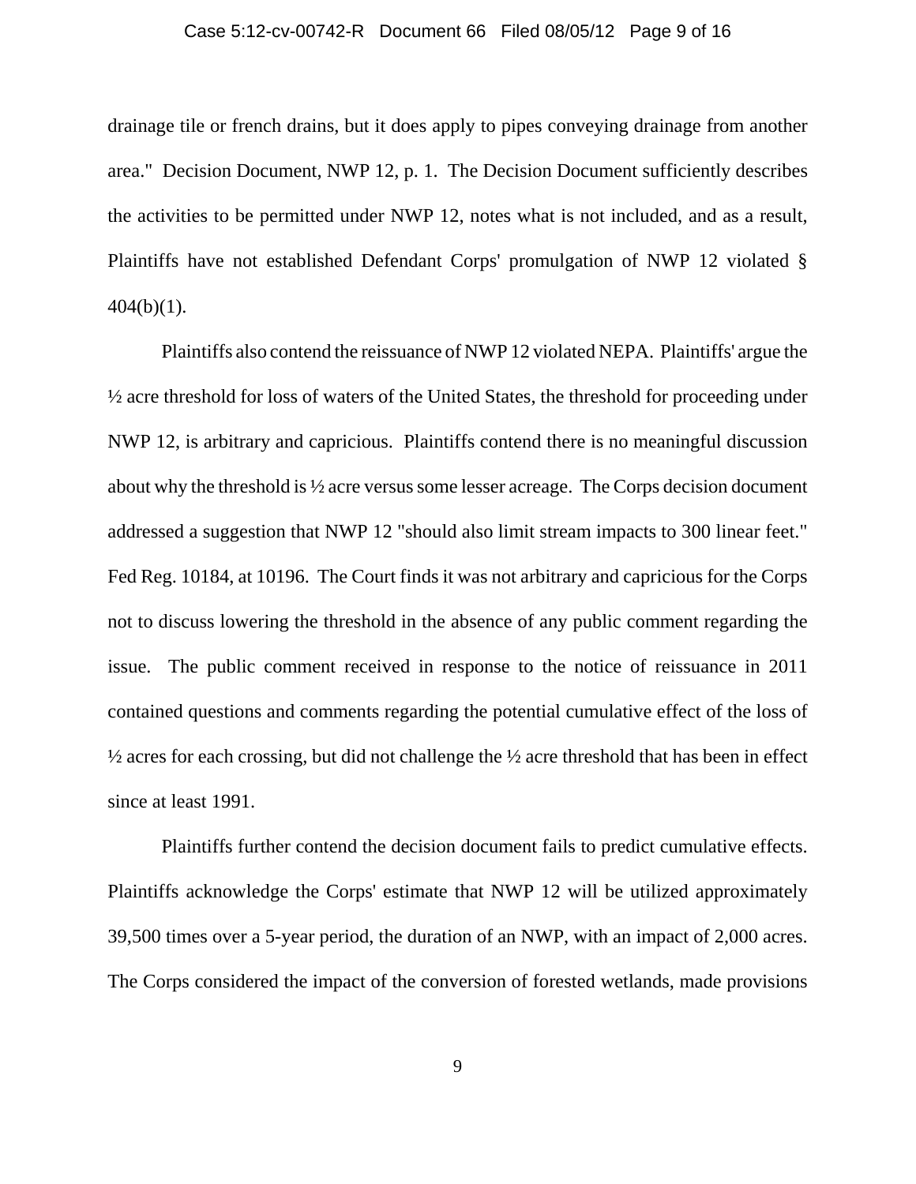drainage tile or french drains, but it does apply to pipes conveying drainage from another area." Decision Document, NWP 12, p. 1. The Decision Document sufficiently describes the activities to be permitted under NWP 12, notes what is not included, and as a result, Plaintiffs have not established Defendant Corps' promulgation of NWP 12 violated § 404(b)(1).

Plaintiffs also contend the reissuance of NWP 12 violated NEPA. Plaintiffs' argue the ½ acre threshold for loss of waters of the United States, the threshold for proceeding under NWP 12, is arbitrary and capricious. Plaintiffs contend there is no meaningful discussion about why the threshold is ½ acre versus some lesser acreage. The Corps decision document addressed a suggestion that NWP 12 "should also limit stream impacts to 300 linear feet." Fed Reg. 10184, at 10196. The Court finds it was not arbitrary and capricious for the Corps not to discuss lowering the threshold in the absence of any public comment regarding the issue. The public comment received in response to the notice of reissuance in 2011 contained questions and comments regarding the potential cumulative effect of the loss of ½ acres for each crossing, but did not challenge the ½ acre threshold that has been in effect since at least 1991.

Plaintiffs further contend the decision document fails to predict cumulative effects. Plaintiffs acknowledge the Corps' estimate that NWP 12 will be utilized approximately 39,500 times over a 5-year period, the duration of an NWP, with an impact of 2,000 acres. The Corps considered the impact of the conversion of forested wetlands, made provisions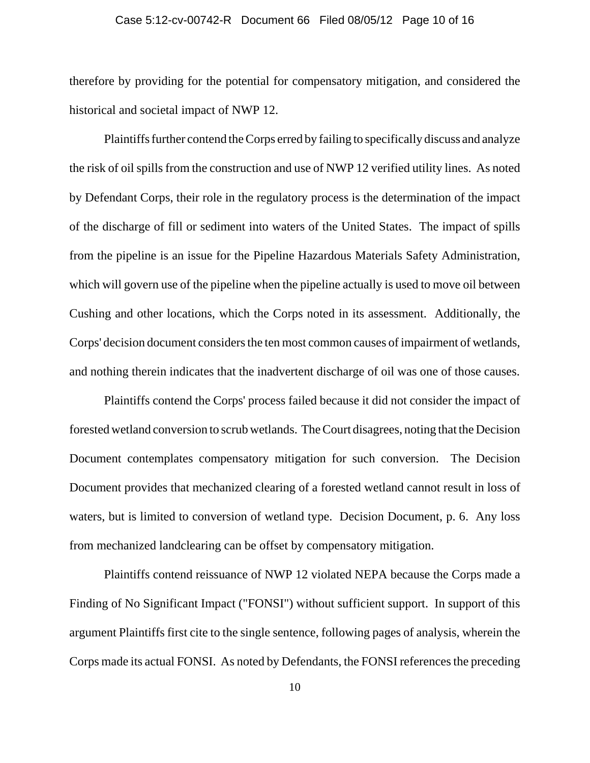therefore by providing for the potential for compensatory mitigation, and considered the historical and societal impact of NWP 12.

Plaintiffs further contend the Corps erred by failing to specifically discuss and analyze the risk of oil spills from the construction and use of NWP 12 verified utility lines. As noted by Defendant Corps, their role in the regulatory process is the determination of the impact of the discharge of fill or sediment into waters of the United States. The impact of spills from the pipeline is an issue for the Pipeline Hazardous Materials Safety Administration, which will govern use of the pipeline when the pipeline actually is used to move oil between Cushing and other locations, which the Corps noted in its assessment. Additionally, the Corps' decision document considers the ten most common causes of impairment of wetlands, and nothing therein indicates that the inadvertent discharge of oil was one of those causes.

Plaintiffs contend the Corps' process failed because it did not consider the impact of forested wetland conversion to scrub wetlands. The Court disagrees, noting that the Decision Document contemplates compensatory mitigation for such conversion. The Decision Document provides that mechanized clearing of a forested wetland cannot result in loss of waters, but is limited to conversion of wetland type. Decision Document, p. 6. Any loss from mechanized landclearing can be offset by compensatory mitigation.

Plaintiffs contend reissuance of NWP 12 violated NEPA because the Corps made a Finding of No Significant Impact ("FONSI") without sufficient support. In support of this argument Plaintiffs first cite to the single sentence, following pages of analysis, wherein the Corps made its actual FONSI. As noted by Defendants, the FONSI references the preceding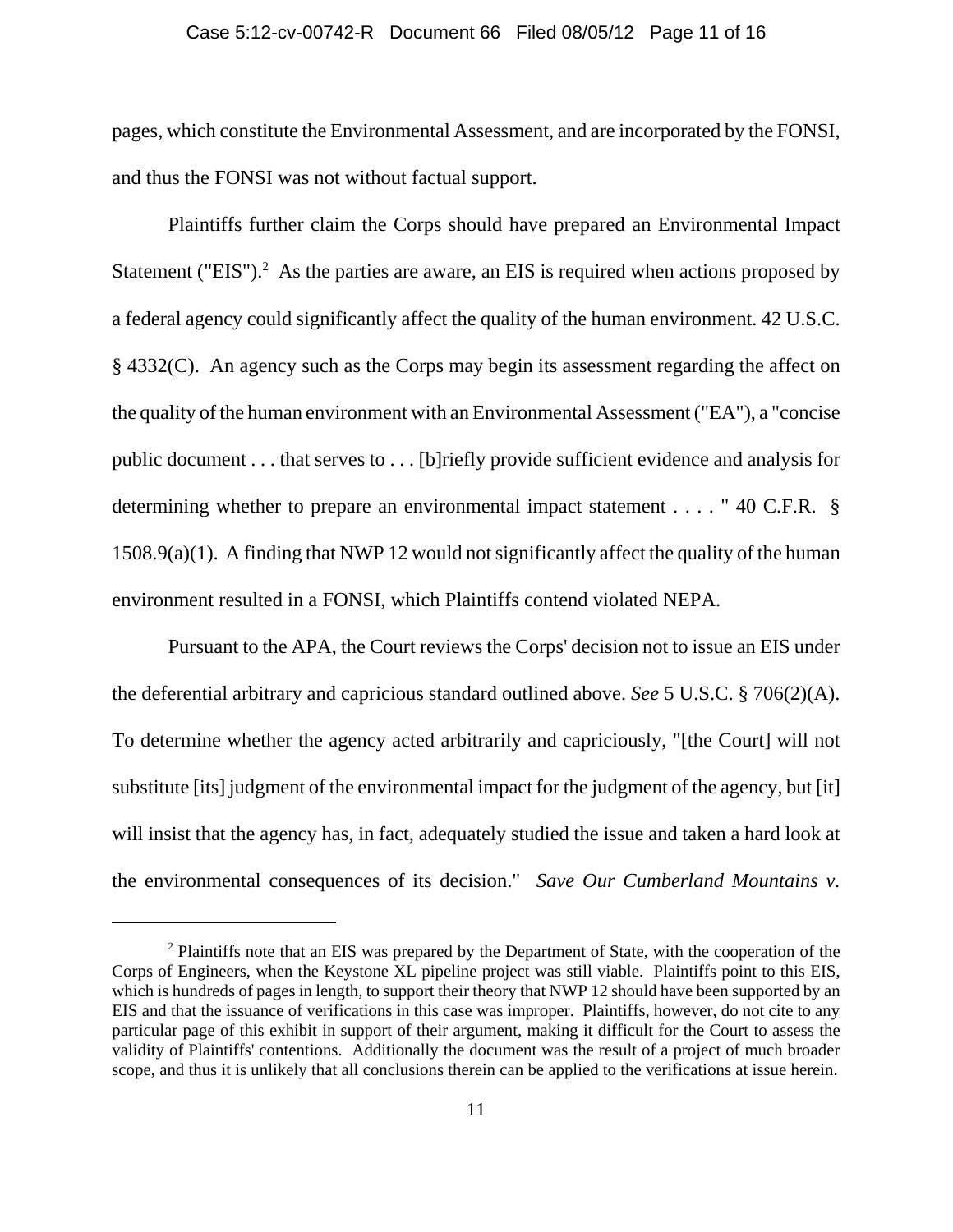pages, which constitute the Environmental Assessment, and are incorporated by the FONSI, and thus the FONSI was not without factual support.

Plaintiffs further claim the Corps should have prepared an Environmental Impact Statement ("EIS").[2] As the parties are aware, an EIS is required when actions proposed by a federal agency could significantly affect the quality of the human environment. 42 U.S.C. § 4332(C). An agency such as the Corps may begin its assessment regarding the affect on the quality of the human environment with an Environmental Assessment ("EA"), a "concise public document . . . that serves to . . . [b]riefly provide sufficient evidence and analysis for determining whether to prepare an environmental impact statement . . . . " 40 C.F.R. § 1508.9(a)(1). A finding that NWP 12 would not significantly affect the quality of the human environment resulted in a FONSI, which Plaintiffs contend violated NEPA.

Pursuant to the APA, the Court reviews the Corps' decision not to issue an EIS under the deferential arbitrary and capricious standard outlined above. *See* 5 U.S.C. § 706(2)(A). To determine whether the agency acted arbitrarily and capriciously, "[the Court] will not substitute [its] judgment of the environmental impact for the judgment of the agency, but [it] will insist that the agency has, in fact, adequately studied the issue and taken a hard look at the environmental consequences of its decision." *Save Our Cumberland Mountains v.*

---

[2] Plaintiffs note that an EIS was prepared by the Department of State, with the cooperation of the Corps of Engineers, when the Keystone XL pipeline project was still viable. Plaintiffs point to this EIS, which is hundreds of pages in length, to support their theory that NWP 12 should have been supported by an EIS and that the issuance of verifications in this case was improper. Plaintiffs, however, do not cite to any particular page of this exhibit in support of their argument, making it difficult for the Court to assess the validity of Plaintiffs' contentions. Additionally the document was the result of a project of much broader scope, and thus it is unlikely that all conclusions therein can be applied to the verifications at issue herein.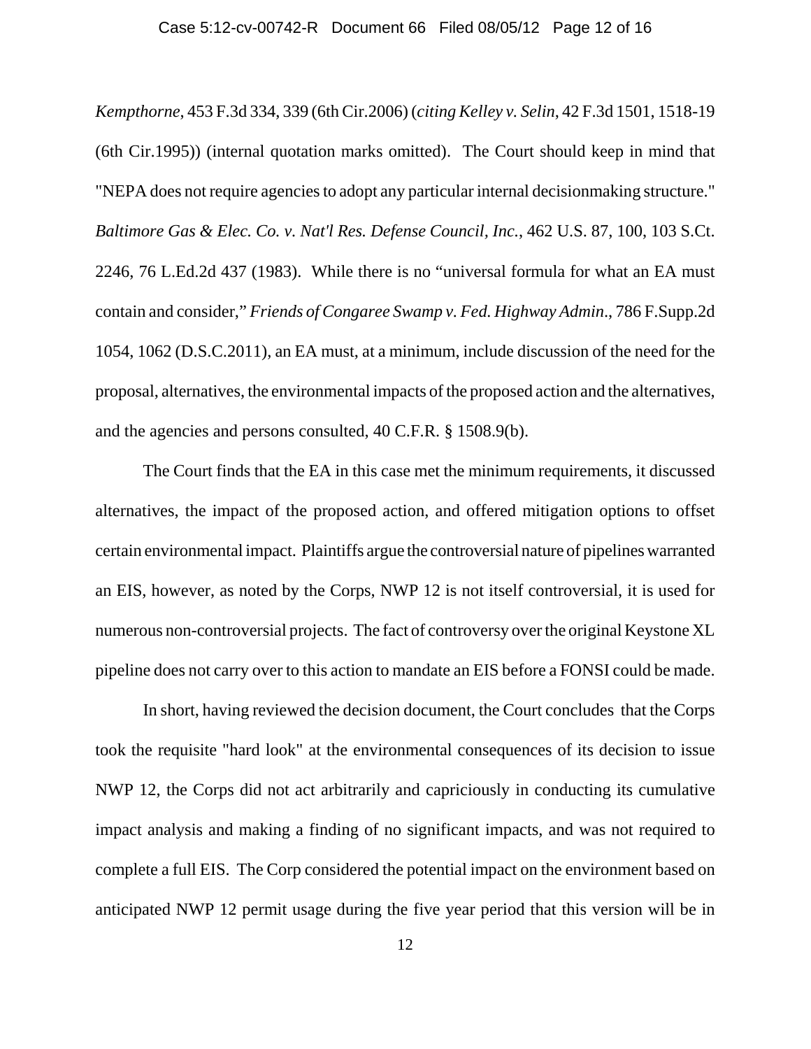*Kempthorne*, 453 F.3d 334, 339 (6th Cir.2006) (*citing Kelley v. Selin*, 42 F.3d 1501, 1518-19 (6th Cir.1995)) (internal quotation marks omitted). The Court should keep in mind that "NEPA does not require agencies to adopt any particular internal decisionmaking structure." *Baltimore Gas & Elec. Co. v. Nat'l Res. Defense Council, Inc.*, 462 U.S. 87, 100, 103 S.Ct. 2246, 76 L.Ed.2d 437 (1983). While there is no "universal formula for what an EA must contain and consider," *Friends of Congaree Swamp v. Fed. Highway Admin*., 786 F.Supp.2d 1054, 1062 (D.S.C.2011), an EA must, at a minimum, include discussion of the need for the proposal, alternatives, the environmental impacts of the proposed action and the alternatives, and the agencies and persons consulted, 40 C.F.R. § 1508.9(b).

The Court finds that the EA in this case met the minimum requirements, it discussed alternatives, the impact of the proposed action, and offered mitigation options to offset certain environmental impact. Plaintiffs argue the controversial nature of pipelines warranted an EIS, however, as noted by the Corps, NWP 12 is not itself controversial, it is used for numerous non-controversial projects. The fact of controversy over the original Keystone XL pipeline does not carry over to this action to mandate an EIS before a FONSI could be made.

In short, having reviewed the decision document, the Court concludes that the Corps took the requisite "hard look" at the environmental consequences of its decision to issue NWP 12, the Corps did not act arbitrarily and capriciously in conducting its cumulative impact analysis and making a finding of no significant impacts, and was not required to complete a full EIS. The Corp considered the potential impact on the environment based on anticipated NWP 12 permit usage during the five year period that this version will be in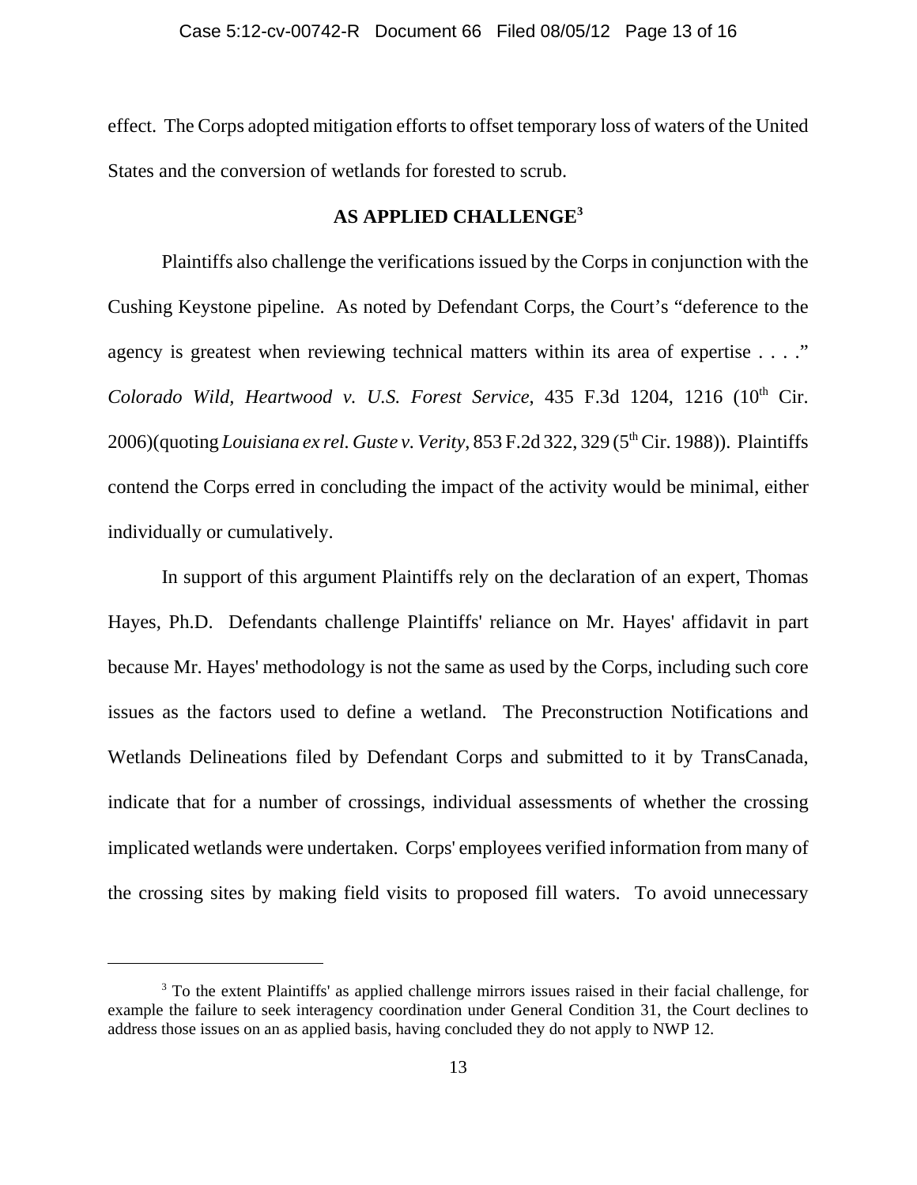effect. The Corps adopted mitigation efforts to offset temporary loss of waters of the United States and the conversion of wetlands for forested to scrub.

## AS APPLIED CHALLENGE[3]

Plaintiffs also challenge the verifications issued by the Corps in conjunction with the Cushing Keystone pipeline. As noted by Defendant Corps, the Court's "deference to the agency is greatest when reviewing technical matters within its area of expertise . . . ." *Colorado Wild, Heartwood v. U.S. Forest Service*, 435 F.3d 1204, 1216 (10th Cir. 2006)(quoting *Louisiana ex rel. Guste v. Verity*, 853 F.2d 322, 329 (5th Cir. 1988)). Plaintiffs contend the Corps erred in concluding the impact of the activity would be minimal, either individually or cumulatively.

In support of this argument Plaintiffs rely on the declaration of an expert, Thomas Hayes, Ph.D. Defendants challenge Plaintiffs' reliance on Mr. Hayes' affidavit in part because Mr. Hayes' methodology is not the same as used by the Corps, including such core issues as the factors used to define a wetland. The Preconstruction Notifications and Wetlands Delineations filed by Defendant Corps and submitted to it by TransCanada, indicate that for a number of crossings, individual assessments of whether the crossing implicated wetlands were undertaken. Corps' employees verified information from many of the crossing sites by making field visits to proposed fill waters. To avoid unnecessary

[3] To the extent Plaintiffs' as applied challenge mirrors issues raised in their facial challenge, for example the failure to seek interagency coordination under General Condition 31, the Court declines to address those issues on an as applied basis, having concluded they do not apply to NWP 12.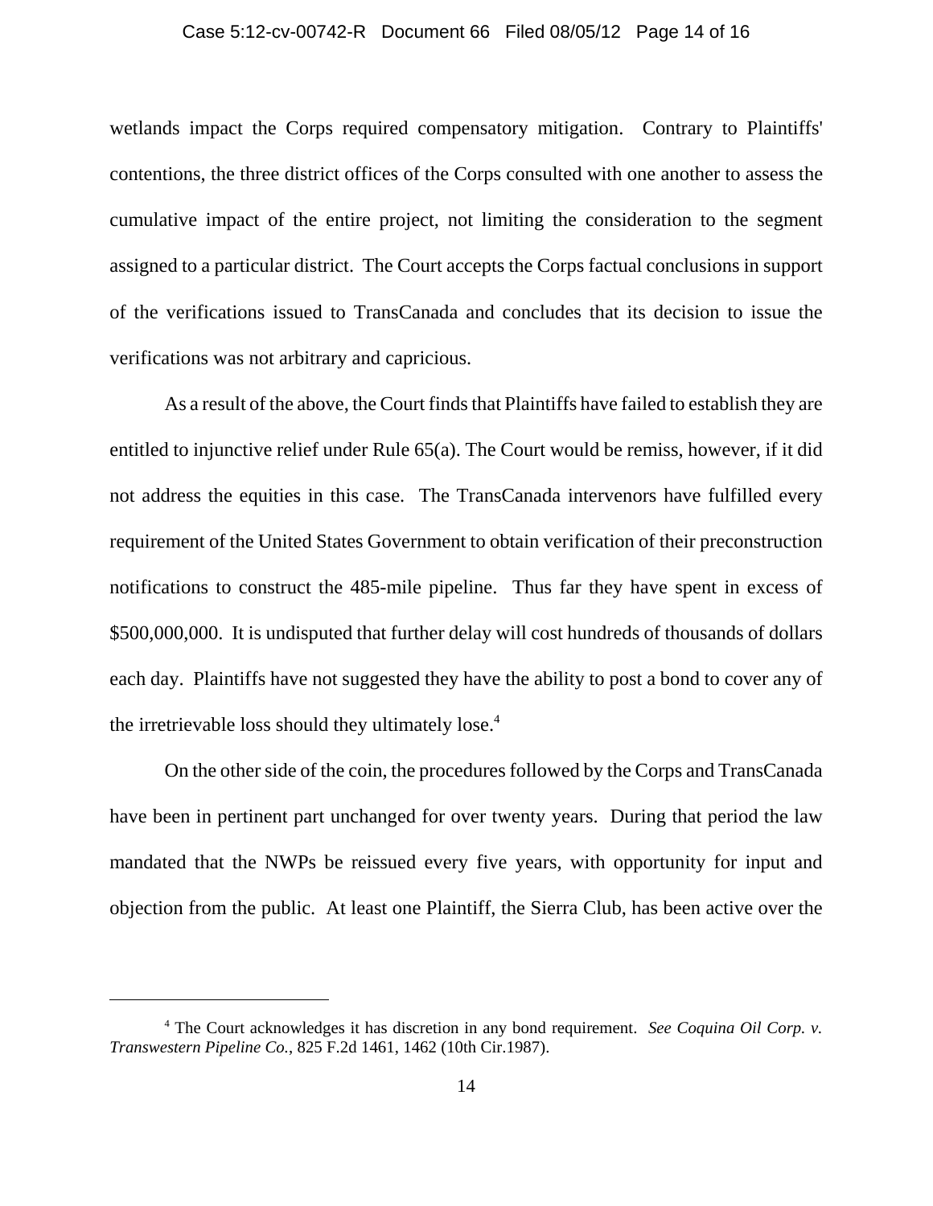wetlands impact the Corps required compensatory mitigation. Contrary to Plaintiffs' contentions, the three district offices of the Corps consulted with one another to assess the cumulative impact of the entire project, not limiting the consideration to the segment assigned to a particular district. The Court accepts the Corps factual conclusions in support of the verifications issued to TransCanada and concludes that its decision to issue the verifications was not arbitrary and capricious.

As a result of the above, the Court finds that Plaintiffs have failed to establish they are entitled to injunctive relief under Rule 65(a). The Court would be remiss, however, if it did not address the equities in this case. The TransCanada intervenors have fulfilled every requirement of the United States Government to obtain verification of their preconstruction notifications to construct the 485-mile pipeline. Thus far they have spent in excess of $500,000,000. It is undisputed that further delay will cost hundreds of thousands of dollars each day. Plaintiffs have not suggested they have the ability to post a bond to cover any of the irretrievable loss should they ultimately lose.[4]

On the other side of the coin, the procedures followed by the Corps and TransCanada have been in pertinent part unchanged for over twenty years. During that period the law mandated that the NWPs be reissued every five years, with opportunity for input and objection from the public. At least one Plaintiff, the Sierra Club, has been active over the

---

[4] The Court acknowledges it has discretion in any bond requirement. *See Coquina Oil Corp. v. Transwestern Pipeline Co.*, 825 F.2d 1461, 1462 (10th Cir.1987).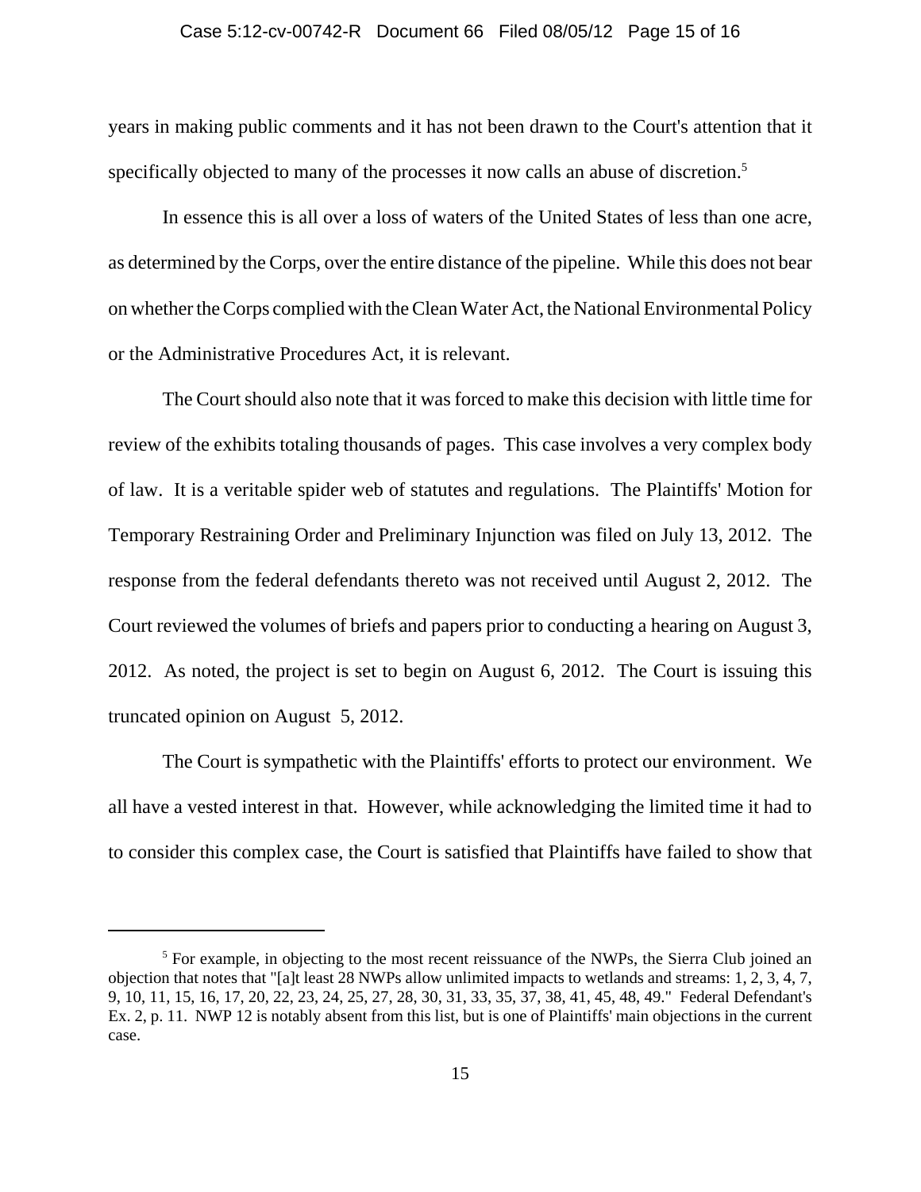years in making public comments and it has not been drawn to the Court's attention that it specifically objected to many of the processes it now calls an abuse of discretion.[5]

In essence this is all over a loss of waters of the United States of less than one acre, as determined by the Corps, over the entire distance of the pipeline. While this does not bear on whether the Corps complied with the Clean Water Act, the National Environmental Policy or the Administrative Procedures Act, it is relevant.

The Court should also note that it was forced to make this decision with little time for review of the exhibits totaling thousands of pages. This case involves a very complex body of law. It is a veritable spider web of statutes and regulations. The Plaintiffs' Motion for Temporary Restraining Order and Preliminary Injunction was filed on July 13, 2012. The response from the federal defendants thereto was not received until August 2, 2012. The Court reviewed the volumes of briefs and papers prior to conducting a hearing on August 3, 2012. As noted, the project is set to begin on August 6, 2012. The Court is issuing this truncated opinion on August 5, 2012.

The Court is sympathetic with the Plaintiffs' efforts to protect our environment. We all have a vested interest in that. However, while acknowledging the limited time it had to to consider this complex case, the Court is satisfied that Plaintiffs have failed to show that

---

[5] For example, in objecting to the most recent reissuance of the NWPs, the Sierra Club joined an objection that notes that "[a]t least 28 NWPs allow unlimited impacts to wetlands and streams: 1, 2, 3, 4, 7, 9, 10, 11, 15, 16, 17, 20, 22, 23, 24, 25, 27, 28, 30, 31, 33, 35, 37, 38, 41, 45, 48, 49." Federal Defendant's Ex. 2, p. 11. NWP 12 is notably absent from this list, but is one of Plaintiffs' main objections in the current case.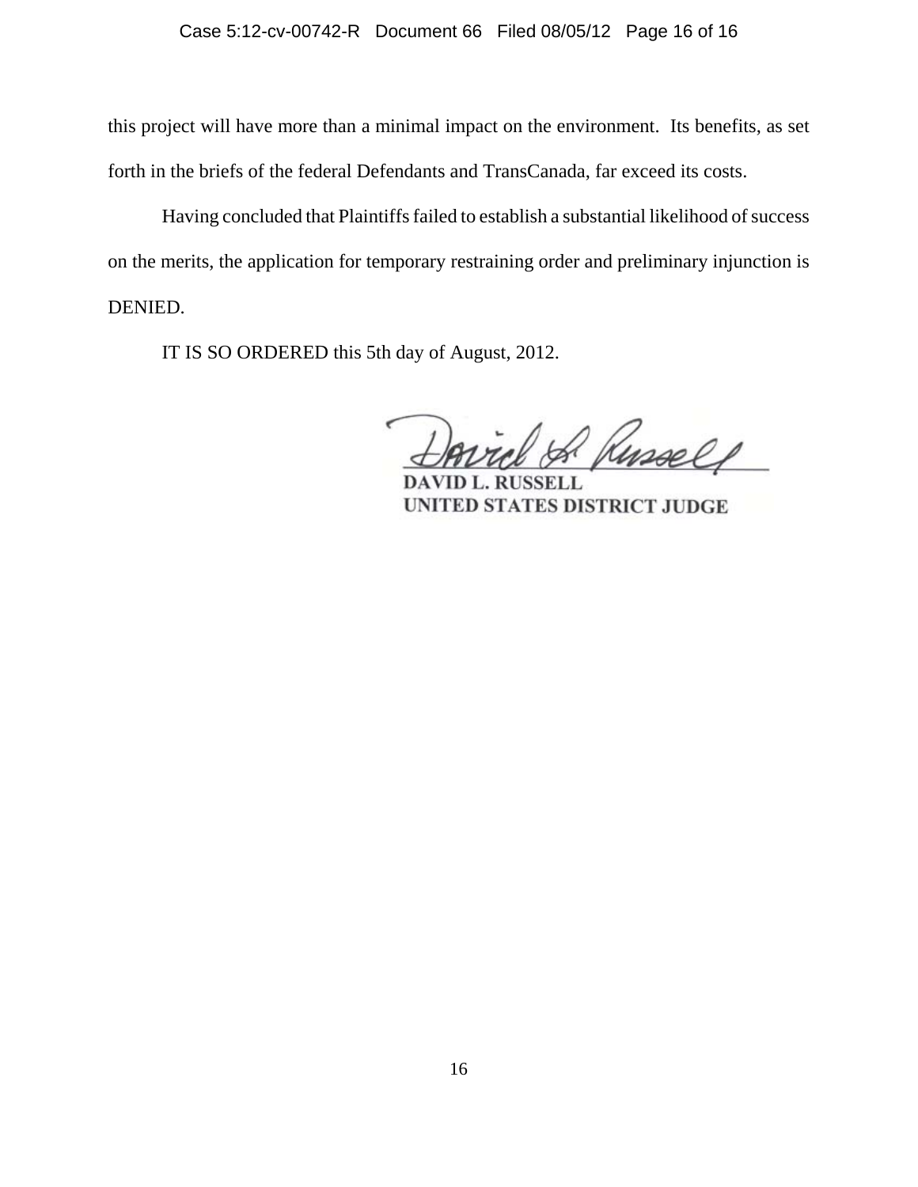this project will have more than a minimal impact on the environment. Its benefits, as set forth in the briefs of the federal Defendants and TransCanada, far exceed its costs.

Having concluded that Plaintiffs failed to establish a substantial likelihood of success on the merits, the application for temporary restraining order and preliminary injunction is DENIED.

IT IS SO ORDERED this 5th day of August, 2012.

David L. Russell

**DAVID L. RUSSELL**
**UNITED STATES DISTRICT JUDGE**